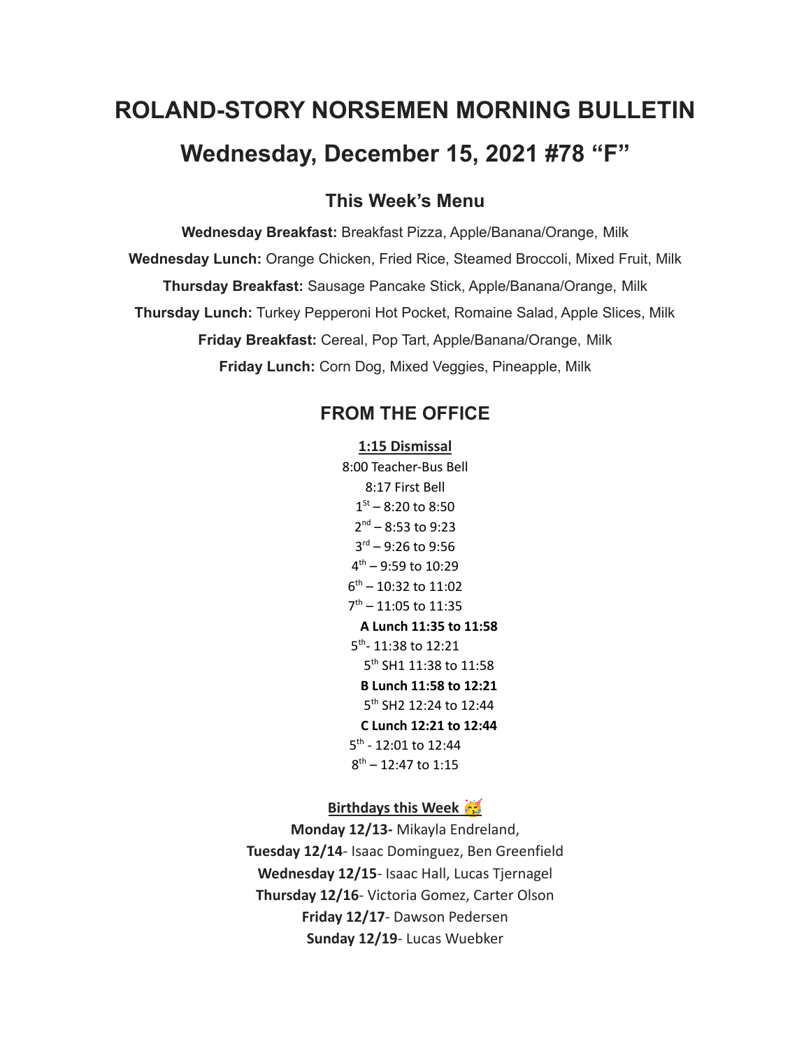# ROLAND-STORY NORSEMEN MORNING BULLETIN

# Wednesday, December 15, 2021 #78 “F”

## This Week’s Menu

**Wednesday Breakfast:** Breakfast Pizza, Apple/Banana/Orange, Milk

**Wednesday Lunch:** Orange Chicken, Fried Rice, Steamed Broccoli, Mixed Fruit, Milk

**Thursday Breakfast:** Sausage Pancake Stick, Apple/Banana/Orange, Milk

**Thursday Lunch:** Turkey Pepperoni Hot Pocket, Romaine Salad, Apple Slices, Milk

**Friday Breakfast:** Cereal, Pop Tart, Apple/Banana/Orange, Milk

**Friday Lunch:** Corn Dog, Mixed Veggies, Pineapple, Milk

## FROM THE OFFICE

**1:15 Dismissal**

8:00 Teacher-Bus Bell

8:17 First Bell

1st – 8:20 to 8:50

2nd – 8:53 to 9:23

3rd – 9:26 to 9:56

4th – 9:59 to 10:29

6th – 10:32 to 11:02

7th – 11:05 to 11:35

**A Lunch 11:35 to 11:58**

5th- 11:38 to 12:21

5th SH1 11:38 to 11:58

**B Lunch 11:58 to 12:21**

5th SH2 12:24 to 12:44

**C Lunch 12:21 to 12:44**

5th - 12:01 to 12:44

8th – 12:47 to 1:15

**Birthdays this Week 🥳**

**Monday 12/13-** Mikayla Endreland,

**Tuesday 12/14**- Isaac Dominguez, Ben Greenfield

**Wednesday 12/15**- Isaac Hall, Lucas Tjernagel

**Thursday 12/16**- Victoria Gomez, Carter Olson

**Friday 12/17**- Dawson Pedersen

**Sunday 12/19**- Lucas Wuebker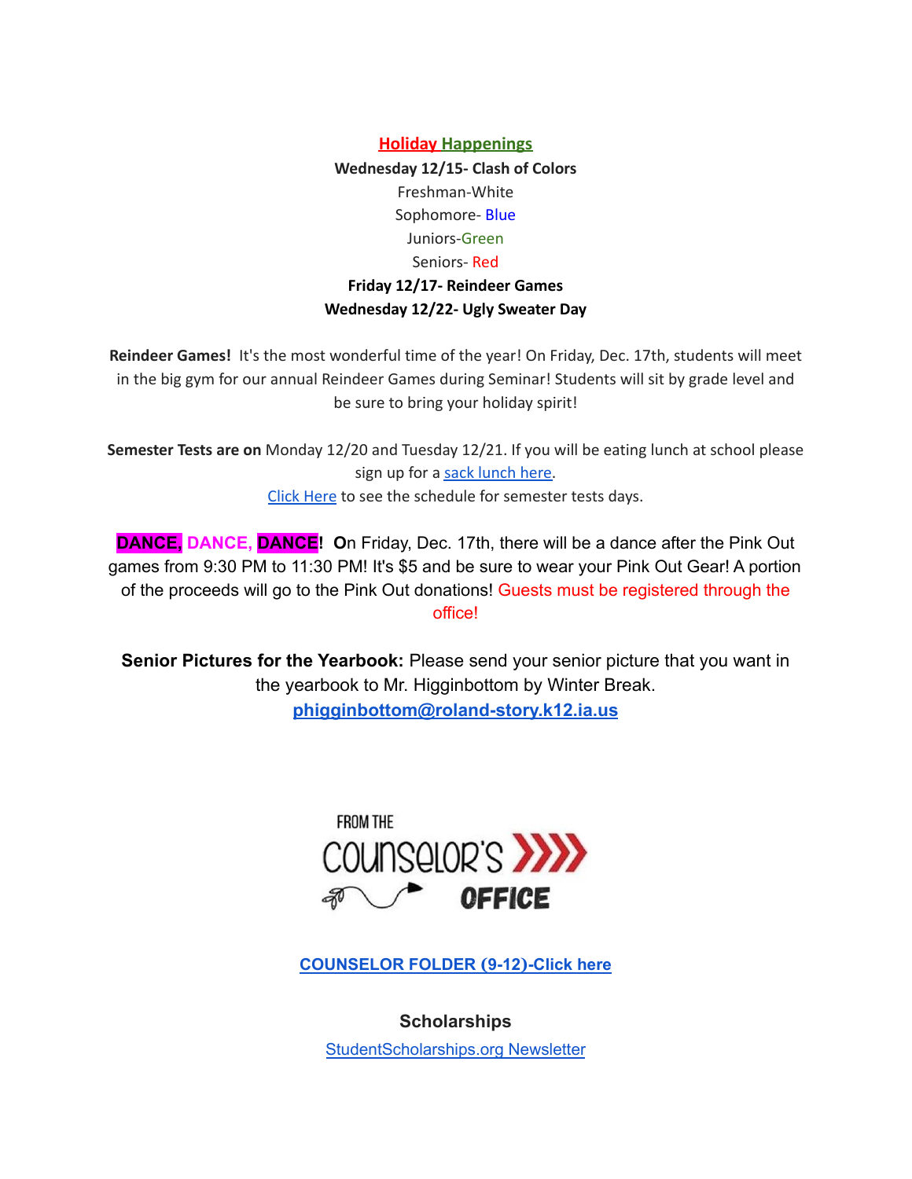## Holiday Happenings

**Wednesday 12/15- Clash of Colors**

Freshman-White

Sophomore- Blue

Juniors-Green

Seniors- Red

**Friday 12/17- Reindeer Games**

**Wednesday 12/22- Ugly Sweater Day**

**Reindeer Games!** It's the most wonderful time of the year! On Friday, Dec. 17th, students will meet in the big gym for our annual Reindeer Games during Seminar! Students will sit by grade level and be sure to bring your holiday spirit!

**Semester Tests are on** Monday 12/20 and Tuesday 12/21. If you will be eating lunch at school please sign up for a sack lunch here.

Click Here to see the schedule for semester tests days.

**DANCE, DANCE, DANCE! O**n Friday, Dec. 17th, there will be a dance after the Pink Out games from 9:30 PM to 11:30 PM! It's $5 and be sure to wear your Pink Out Gear! A portion of the proceeds will go to the Pink Out donations! Guests must be registered through the office!

**Senior Pictures for the Yearbook:** Please send your senior picture that you want in the yearbook to Mr. Higginbottom by Winter Break.

**phigginbottom@roland-story.k12.ia.us**

FROM THE COUNSELOR'S OFFICE

**COUNSELOR FOLDER (9-12)-Click here**

**Scholarships**

StudentScholarships.org Newsletter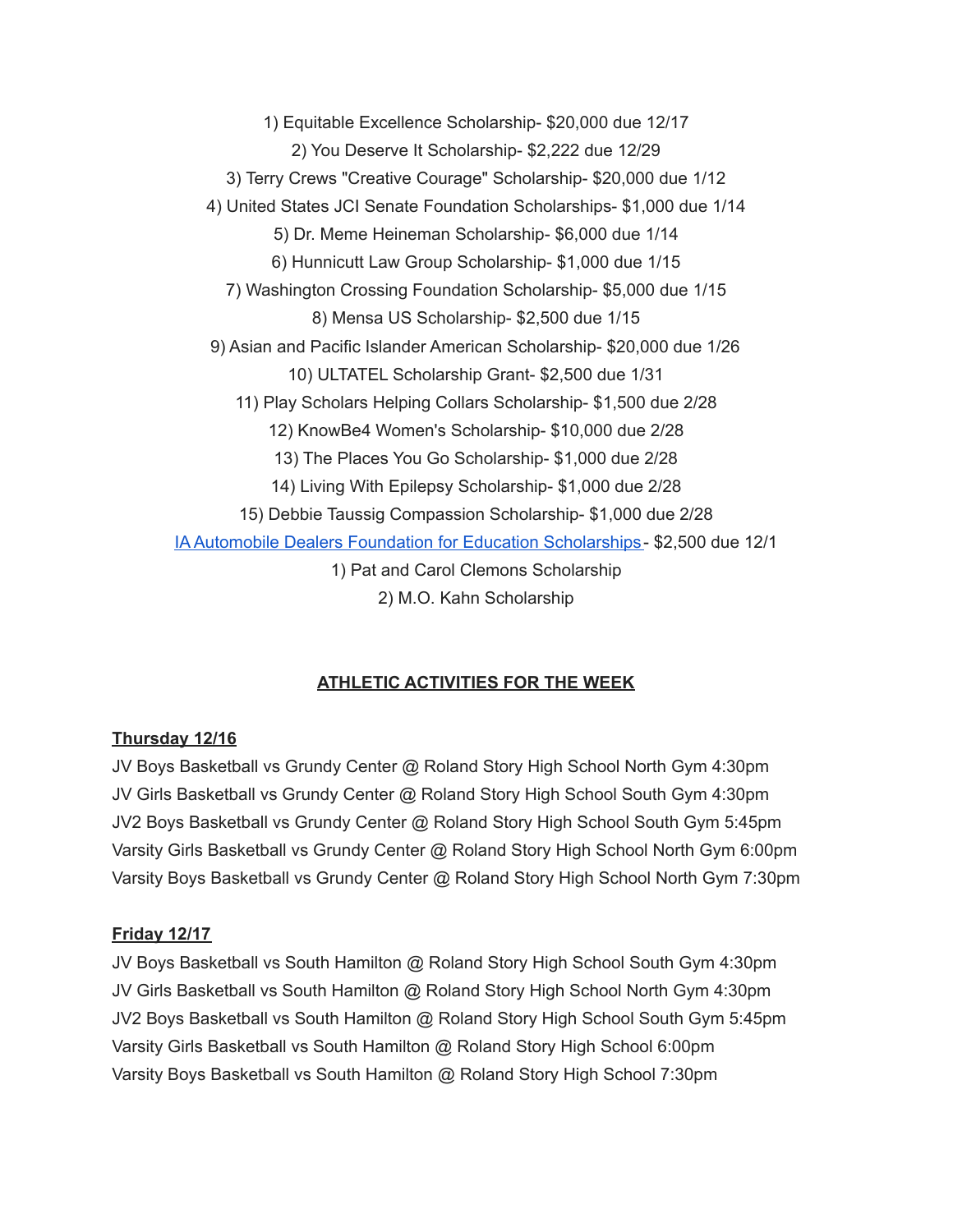1) Equitable Excellence Scholarship- $20,000 due 12/17

2) You Deserve It Scholarship- $2,222 due 12/29

3) Terry Crews "Creative Courage" Scholarship- $20,000 due 1/12

4) United States JCI Senate Foundation Scholarships- $1,000 due 1/14

5) Dr. Meme Heineman Scholarship- $6,000 due 1/14

6) Hunnicutt Law Group Scholarship- $1,000 due 1/15

7) Washington Crossing Foundation Scholarship- $5,000 due 1/15

8) Mensa US Scholarship- $2,500 due 1/15

9) Asian and Pacific Islander American Scholarship- $20,000 due 1/26

10) ULTATEL Scholarship Grant- $2,500 due 1/31

11) Play Scholars Helping Collars Scholarship- $1,500 due 2/28

12) KnowBe4 Women's Scholarship- $10,000 due 2/28

13) The Places You Go Scholarship- $1,000 due 2/28

14) Living With Epilepsy Scholarship- $1,000 due 2/28

15) Debbie Taussig Compassion Scholarship- $1,000 due 2/28

IA Automobile Dealers Foundation for Education Scholarships - $2,500 due 12/1

1) Pat and Carol Clemons Scholarship

2) M.O. Kahn Scholarship

## ATHLETIC ACTIVITIES FOR THE WEEK

**Thursday 12/16**

JV Boys Basketball vs Grundy Center @ Roland Story High School North Gym 4:30pm
JV Girls Basketball vs Grundy Center @ Roland Story High School South Gym 4:30pm
JV2 Boys Basketball vs Grundy Center @ Roland Story High School South Gym 5:45pm
Varsity Girls Basketball vs Grundy Center @ Roland Story High School North Gym 6:00pm
Varsity Boys Basketball vs Grundy Center @ Roland Story High School North Gym 7:30pm

**Friday 12/17**

JV Boys Basketball vs South Hamilton @ Roland Story High School South Gym 4:30pm
JV Girls Basketball vs South Hamilton @ Roland Story High School North Gym 4:30pm
JV2 Boys Basketball vs South Hamilton @ Roland Story High School South Gym 5:45pm
Varsity Girls Basketball vs South Hamilton @ Roland Story High School 6:00pm
Varsity Boys Basketball vs South Hamilton @ Roland Story High School 7:30pm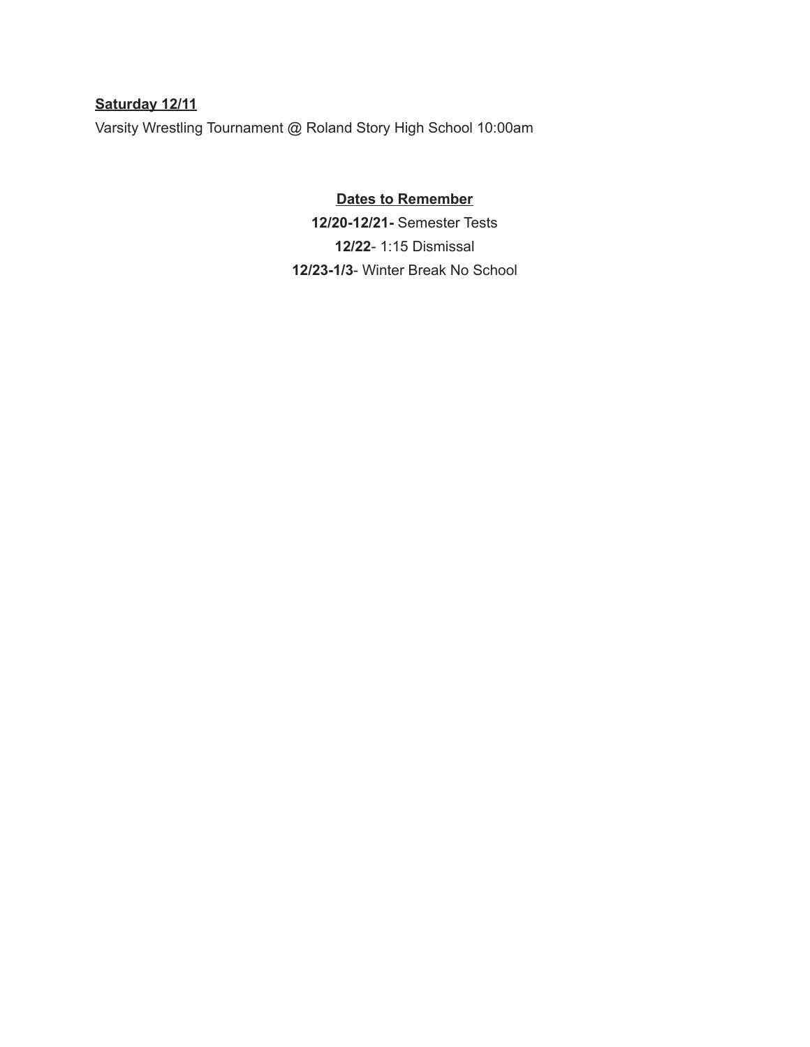**Saturday 12/11**

Varsity Wrestling Tournament @ Roland Story High School 10:00am

**Dates to Remember**

**12/20-12/21-** Semester Tests

**12/22**- 1:15 Dismissal

**12/23-1/3**- Winter Break No School